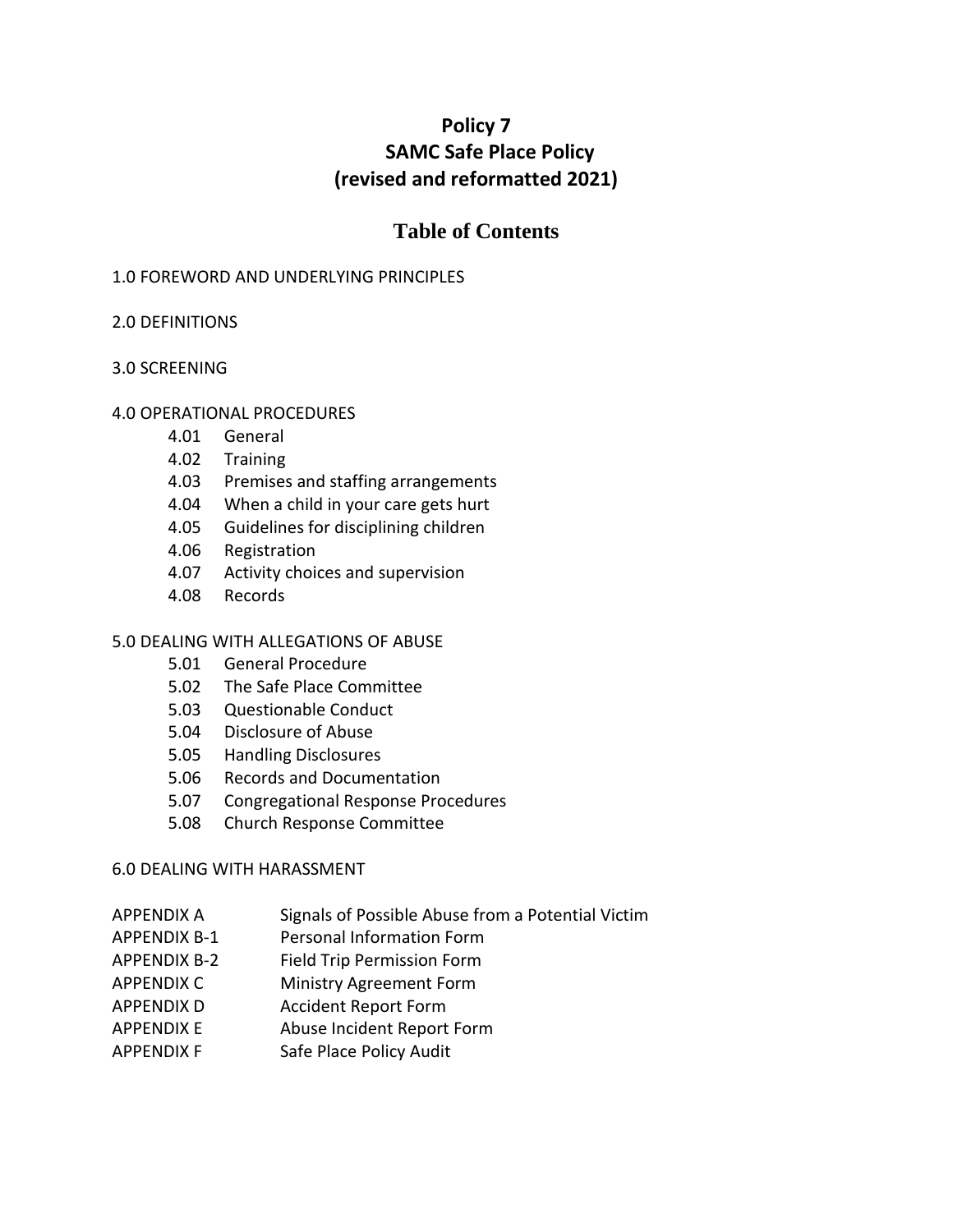# Policy 7
# SAMC Safe Place Policy
# (revised and reformatted 2021)

## Table of Contents

1.0 FOREWORD AND UNDERLYING PRINCIPLES

2.0 DEFINITIONS

3.0 SCREENING

4.0 OPERATIONAL PROCEDURES
- 4.01 General
- 4.02 Training
- 4.03 Premises and staffing arrangements
- 4.04 When a child in your care gets hurt
- 4.05 Guidelines for disciplining children
- 4.06 Registration
- 4.07 Activity choices and supervision
- 4.08 Records

5.0 DEALING WITH ALLEGATIONS OF ABUSE
- 5.01 General Procedure
- 5.02 The Safe Place Committee
- 5.03 Questionable Conduct
- 5.04 Disclosure of Abuse
- 5.05 Handling Disclosures
- 5.06 Records and Documentation
- 5.07 Congregational Response Procedures
- 5.08 Church Response Committee

6.0 DEALING WITH HARASSMENT

| | |
|---|---|
| APPENDIX A | Signals of Possible Abuse from a Potential Victim |
| APPENDIX B-1 | Personal Information Form |
| APPENDIX B-2 | Field Trip Permission Form |
| APPENDIX C | Ministry Agreement Form |
| APPENDIX D | Accident Report Form |
| APPENDIX E | Abuse Incident Report Form |
| APPENDIX F | Safe Place Policy Audit |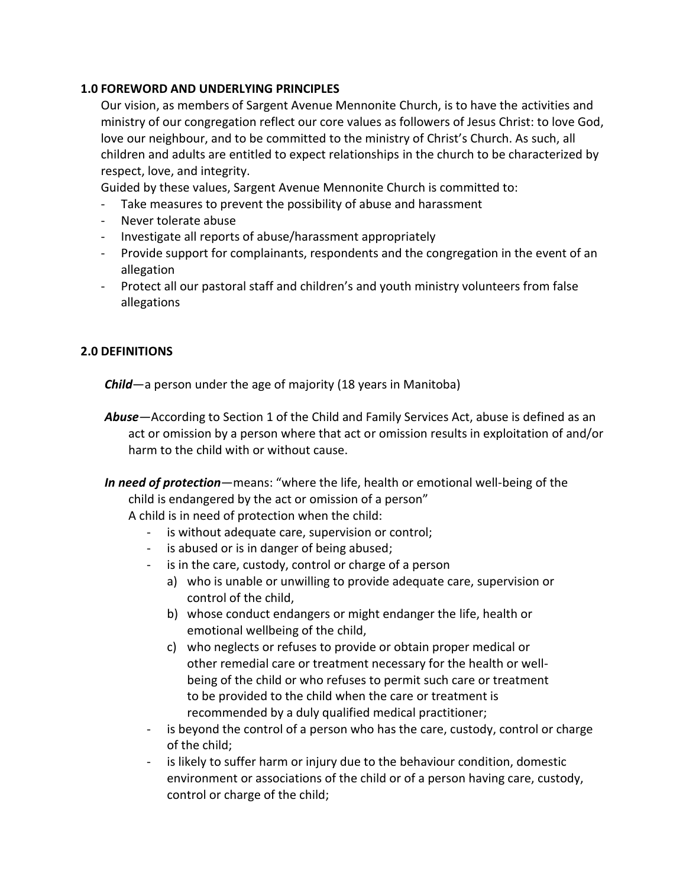## 1.0 FOREWORD AND UNDERLYING PRINCIPLES

Our vision, as members of Sargent Avenue Mennonite Church, is to have the activities and ministry of our congregation reflect our core values as followers of Jesus Christ: to love God, love our neighbour, and to be committed to the ministry of Christ's Church. As such, all children and adults are entitled to expect relationships in the church to be characterized by respect, love, and integrity.

Guided by these values, Sargent Avenue Mennonite Church is committed to:

- Take measures to prevent the possibility of abuse and harassment
- Never tolerate abuse
- Investigate all reports of abuse/harassment appropriately
- Provide support for complainants, respondents and the congregation in the event of an allegation
- Protect all our pastoral staff and children's and youth ministry volunteers from false allegations

## 2.0 DEFINITIONS

***Child***—a person under the age of majority (18 years in Manitoba)

***Abuse***—According to Section 1 of the Child and Family Services Act, abuse is defined as an act or omission by a person where that act or omission results in exploitation of and/or harm to the child with or without cause.

***In need of protection***—means: "where the life, health or emotional well-being of the child is endangered by the act or omission of a person"

A child is in need of protection when the child:

- is without adequate care, supervision or control;
- is abused or is in danger of being abused;
- is in the care, custody, control or charge of a person
  a) who is unable or unwilling to provide adequate care, supervision or control of the child,
  b) whose conduct endangers or might endanger the life, health or emotional wellbeing of the child,
  c) who neglects or refuses to provide or obtain proper medical or other remedial care or treatment necessary for the health or well-being of the child or who refuses to permit such care or treatment to be provided to the child when the care or treatment is recommended by a duly qualified medical practitioner;
- is beyond the control of a person who has the care, custody, control or charge of the child;
- is likely to suffer harm or injury due to the behaviour condition, domestic environment or associations of the child or of a person having care, custody, control or charge of the child;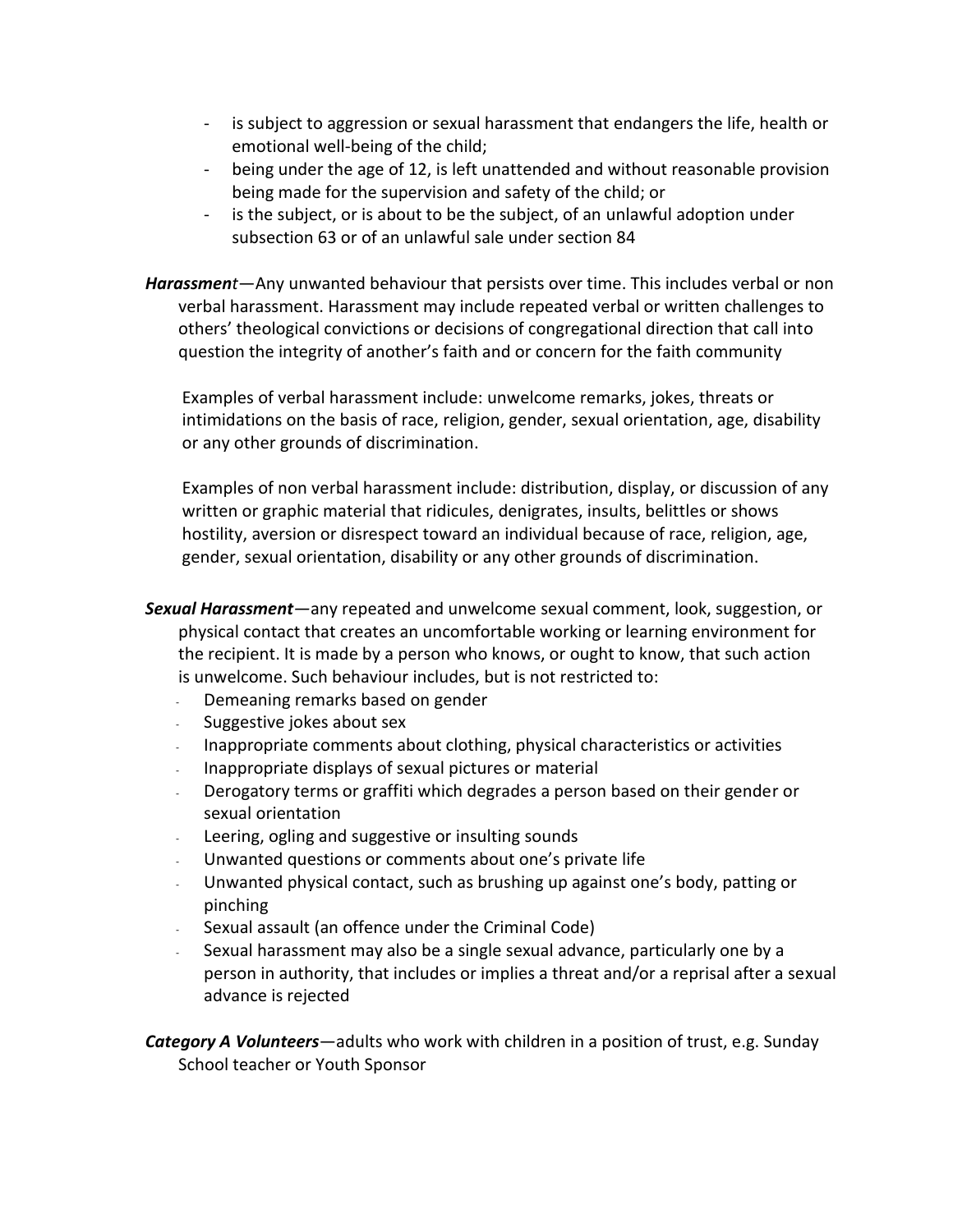- is subject to aggression or sexual harassment that endangers the life, health or emotional well-being of the child;
- being under the age of 12, is left unattended and without reasonable provision being made for the supervision and safety of the child; or
- is the subject, or is about to be the subject, of an unlawful adoption under subsection 63 or of an unlawful sale under section 84

***Harassment***—Any unwanted behaviour that persists over time. This includes verbal or non verbal harassment. Harassment may include repeated verbal or written challenges to others' theological convictions or decisions of congregational direction that call into question the integrity of another's faith and or concern for the faith community

Examples of verbal harassment include: unwelcome remarks, jokes, threats or intimidations on the basis of race, religion, gender, sexual orientation, age, disability or any other grounds of discrimination.

Examples of non verbal harassment include: distribution, display, or discussion of any written or graphic material that ridicules, denigrates, insults, belittles or shows hostility, aversion or disrespect toward an individual because of race, religion, age, gender, sexual orientation, disability or any other grounds of discrimination.

***Sexual Harassment***—any repeated and unwelcome sexual comment, look, suggestion, or physical contact that creates an uncomfortable working or learning environment for the recipient. It is made by a person who knows, or ought to know, that such action is unwelcome. Such behaviour includes, but is not restricted to:

- Demeaning remarks based on gender
- Suggestive jokes about sex
- Inappropriate comments about clothing, physical characteristics or activities
- Inappropriate displays of sexual pictures or material
- Derogatory terms or graffiti which degrades a person based on their gender or sexual orientation
- Leering, ogling and suggestive or insulting sounds
- Unwanted questions or comments about one's private life
- Unwanted physical contact, such as brushing up against one's body, patting or pinching
- Sexual assault (an offence under the Criminal Code)
- Sexual harassment may also be a single sexual advance, particularly one by a person in authority, that includes or implies a threat and/or a reprisal after a sexual advance is rejected

***Category A Volunteers***—adults who work with children in a position of trust, e.g. Sunday School teacher or Youth Sponsor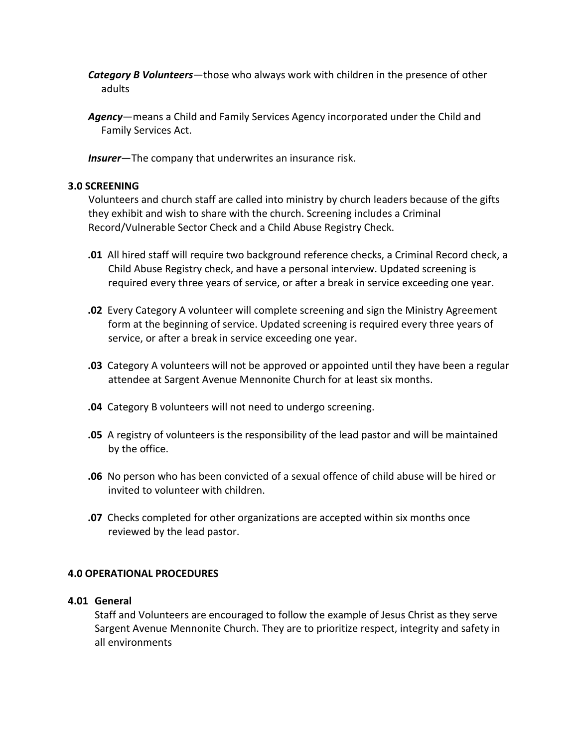***Category B Volunteers***—those who always work with children in the presence of other adults

***Agency***—means a Child and Family Services Agency incorporated under the Child and Family Services Act.

***Insurer***—The company that underwrites an insurance risk.

### 3.0 SCREENING

Volunteers and church staff are called into ministry by church leaders because of the gifts they exhibit and wish to share with the church. Screening includes a Criminal Record/Vulnerable Sector Check and a Child Abuse Registry Check.

**.01** All hired staff will require two background reference checks, a Criminal Record check, a Child Abuse Registry check, and have a personal interview. Updated screening is required every three years of service, or after a break in service exceeding one year.

**.02** Every Category A volunteer will complete screening and sign the Ministry Agreement form at the beginning of service. Updated screening is required every three years of service, or after a break in service exceeding one year.

**.03** Category A volunteers will not be approved or appointed until they have been a regular attendee at Sargent Avenue Mennonite Church for at least six months.

**.04** Category B volunteers will not need to undergo screening.

**.05** A registry of volunteers is the responsibility of the lead pastor and will be maintained by the office.

**.06** No person who has been convicted of a sexual offence of child abuse will be hired or invited to volunteer with children.

**.07** Checks completed for other organizations are accepted within six months once reviewed by the lead pastor.

### 4.0 OPERATIONAL PROCEDURES

#### 4.01 General

Staff and Volunteers are encouraged to follow the example of Jesus Christ as they serve Sargent Avenue Mennonite Church. They are to prioritize respect, integrity and safety in all environments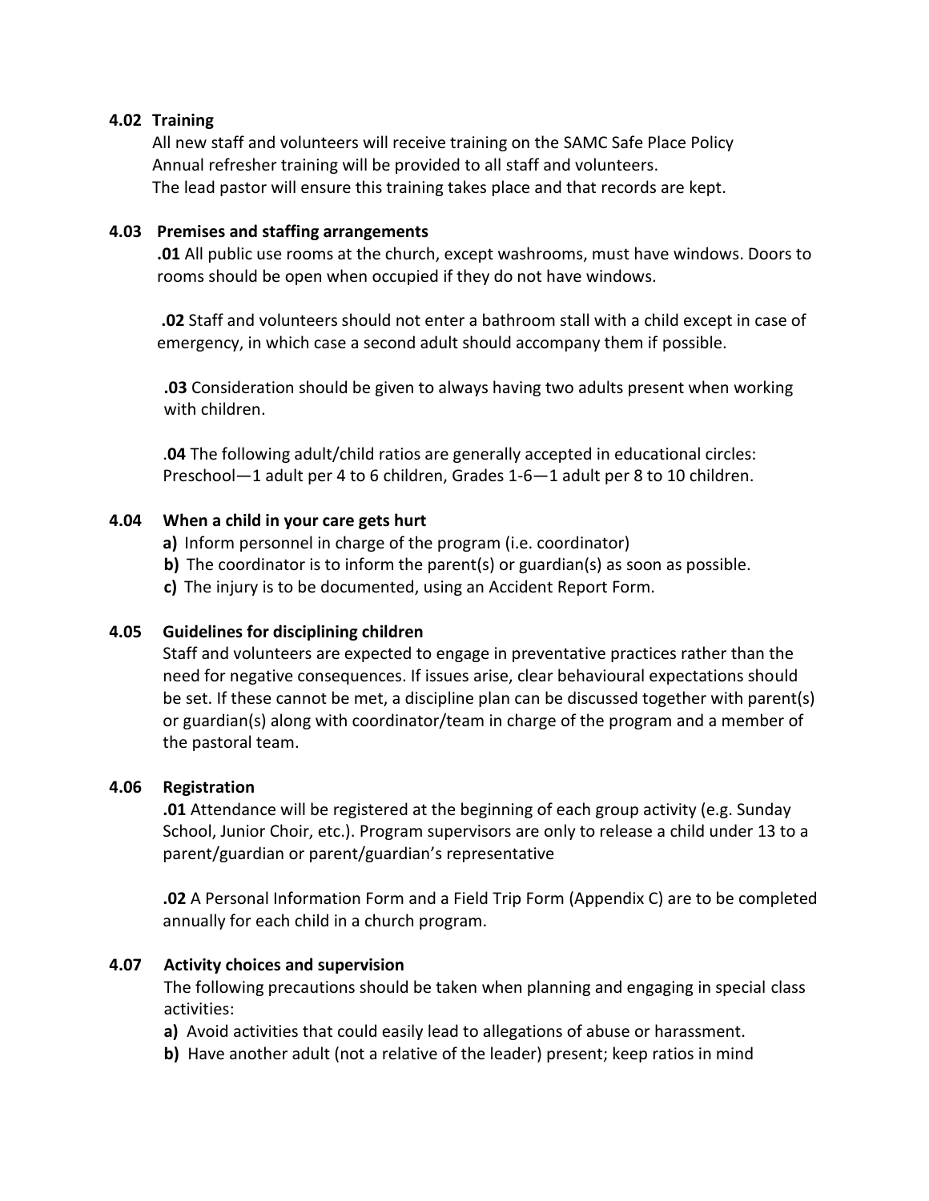### 4.02 Training

All new staff and volunteers will receive training on the SAMC Safe Place Policy
Annual refresher training will be provided to all staff and volunteers.
The lead pastor will ensure this training takes place and that records are kept.

### 4.03 Premises and staffing arrangements

**.01** All public use rooms at the church, except washrooms, must have windows. Doors to rooms should be open when occupied if they do not have windows.

**.02** Staff and volunteers should not enter a bathroom stall with a child except in case of emergency, in which case a second adult should accompany them if possible.

**.03** Consideration should be given to always having two adults present when working with children.

.**04** The following adult/child ratios are generally accepted in educational circles: Preschool—1 adult per 4 to 6 children, Grades 1-6—1 adult per 8 to 10 children.

### 4.04 When a child in your care gets hurt

**a)** Inform personnel in charge of the program (i.e. coordinator)
**b)** The coordinator is to inform the parent(s) or guardian(s) as soon as possible.
**c)** The injury is to be documented, using an Accident Report Form.

### 4.05 Guidelines for disciplining children

Staff and volunteers are expected to engage in preventative practices rather than the need for negative consequences. If issues arise, clear behavioural expectations should be set. If these cannot be met, a discipline plan can be discussed together with parent(s) or guardian(s) along with coordinator/team in charge of the program and a member of the pastoral team.

### 4.06 Registration

**.01** Attendance will be registered at the beginning of each group activity (e.g. Sunday School, Junior Choir, etc.). Program supervisors are only to release a child under 13 to a parent/guardian or parent/guardian's representative

**.02** A Personal Information Form and a Field Trip Form (Appendix C) are to be completed annually for each child in a church program.

### 4.07 Activity choices and supervision

The following precautions should be taken when planning and engaging in special class activities:

**a)** Avoid activities that could easily lead to allegations of abuse or harassment.
**b)** Have another adult (not a relative of the leader) present; keep ratios in mind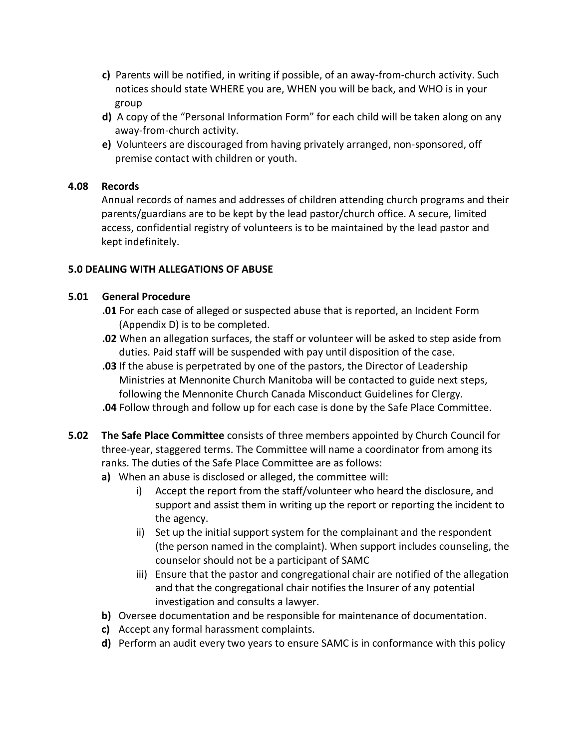- **c)** Parents will be notified, in writing if possible, of an away-from-church activity. Such notices should state WHERE you are, WHEN you will be back, and WHO is in your group
- **d)** A copy of the "Personal Information Form" for each child will be taken along on any away-from-church activity.
- **e)** Volunteers are discouraged from having privately arranged, non-sponsored, off premise contact with children or youth.

**4.08 Records**

Annual records of names and addresses of children attending church programs and their parents/guardians are to be kept by the lead pastor/church office. A secure, limited access, confidential registry of volunteers is to be maintained by the lead pastor and kept indefinitely.

## 5.0 DEALING WITH ALLEGATIONS OF ABUSE

**5.01 General Procedure**

**.01** For each case of alleged or suspected abuse that is reported, an Incident Form (Appendix D) is to be completed.

**.02** When an allegation surfaces, the staff or volunteer will be asked to step aside from duties. Paid staff will be suspended with pay until disposition of the case.

**.03** If the abuse is perpetrated by one of the pastors, the Director of Leadership Ministries at Mennonite Church Manitoba will be contacted to guide next steps, following the Mennonite Church Canada Misconduct Guidelines for Clergy.

**.04** Follow through and follow up for each case is done by the Safe Place Committee.

**5.02 The Safe Place Committee** consists of three members appointed by Church Council for three-year, staggered terms. The Committee will name a coordinator from among its ranks. The duties of the Safe Place Committee are as follows:

- **a)** When an abuse is disclosed or alleged, the committee will:
  - i) Accept the report from the staff/volunteer who heard the disclosure, and support and assist them in writing up the report or reporting the incident to the agency.
  - ii) Set up the initial support system for the complainant and the respondent (the person named in the complaint). When support includes counseling, the counselor should not be a participant of SAMC
  - iii) Ensure that the pastor and congregational chair are notified of the allegation and that the congregational chair notifies the Insurer of any potential investigation and consults a lawyer.
- **b)** Oversee documentation and be responsible for maintenance of documentation.
- **c)** Accept any formal harassment complaints.
- **d)** Perform an audit every two years to ensure SAMC is in conformance with this policy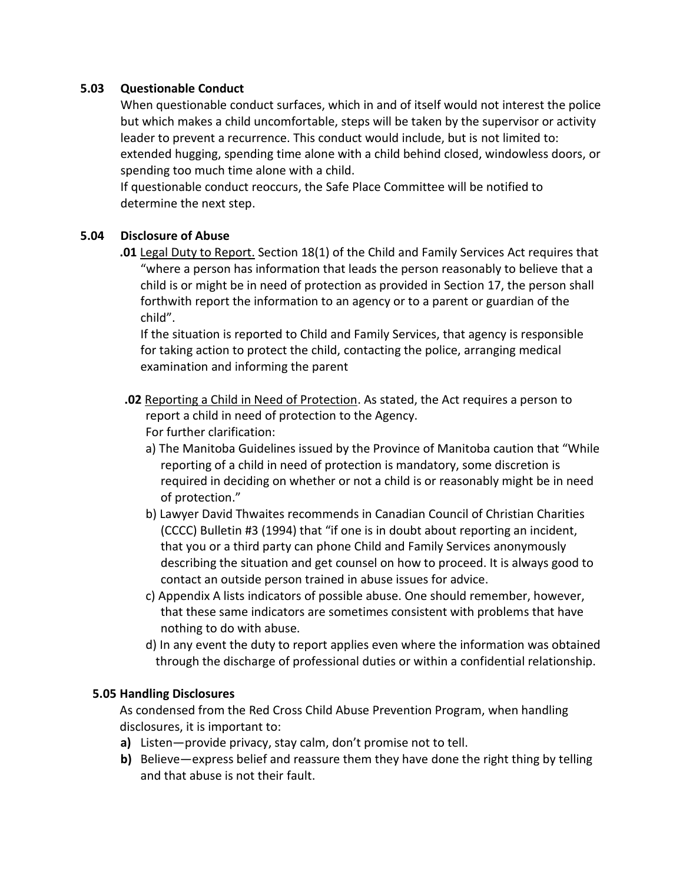**5.03 Questionable Conduct**

When questionable conduct surfaces, which in and of itself would not interest the police but which makes a child uncomfortable, steps will be taken by the supervisor or activity leader to prevent a recurrence. This conduct would include, but is not limited to: extended hugging, spending time alone with a child behind closed, windowless doors, or spending too much time alone with a child.

If questionable conduct reoccurs, the Safe Place Committee will be notified to determine the next step.

**5.04 Disclosure of Abuse**

**.01** Legal Duty to Report. Section 18(1) of the Child and Family Services Act requires that "where a person has information that leads the person reasonably to believe that a child is or might be in need of protection as provided in Section 17, the person shall forthwith report the information to an agency or to a parent or guardian of the child".

If the situation is reported to Child and Family Services, that agency is responsible for taking action to protect the child, contacting the police, arranging medical examination and informing the parent

**.02** Reporting a Child in Need of Protection. As stated, the Act requires a person to report a child in need of protection to the Agency.

For further clarification:

a) The Manitoba Guidelines issued by the Province of Manitoba caution that "While reporting of a child in need of protection is mandatory, some discretion is required in deciding on whether or not a child is or reasonably might be in need of protection."

b) Lawyer David Thwaites recommends in Canadian Council of Christian Charities (CCCC) Bulletin #3 (1994) that "if one is in doubt about reporting an incident, that you or a third party can phone Child and Family Services anonymously describing the situation and get counsel on how to proceed. It is always good to contact an outside person trained in abuse issues for advice.

c) Appendix A lists indicators of possible abuse. One should remember, however, that these same indicators are sometimes consistent with problems that have nothing to do with abuse.

d) In any event the duty to report applies even where the information was obtained through the discharge of professional duties or within a confidential relationship.

**5.05 Handling Disclosures**

As condensed from the Red Cross Child Abuse Prevention Program, when handling disclosures, it is important to:

**a)** Listen—provide privacy, stay calm, don't promise not to tell.

**b)** Believe—express belief and reassure them they have done the right thing by telling and that abuse is not their fault.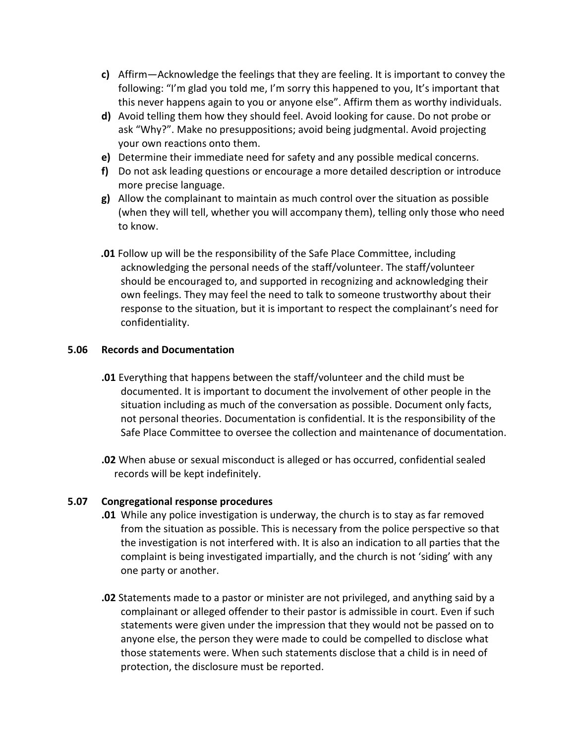**c)** Affirm—Acknowledge the feelings that they are feeling. It is important to convey the following: "I'm glad you told me, I'm sorry this happened to you, It's important that this never happens again to you or anyone else". Affirm them as worthy individuals.

**d)** Avoid telling them how they should feel. Avoid looking for cause. Do not probe or ask "Why?". Make no presuppositions; avoid being judgmental. Avoid projecting your own reactions onto them.

**e)** Determine their immediate need for safety and any possible medical concerns.

**f)** Do not ask leading questions or encourage a more detailed description or introduce more precise language.

**g)** Allow the complainant to maintain as much control over the situation as possible (when they will tell, whether you will accompany them), telling only those who need to know.

**.01** Follow up will be the responsibility of the Safe Place Committee, including acknowledging the personal needs of the staff/volunteer. The staff/volunteer should be encouraged to, and supported in recognizing and acknowledging their own feelings. They may feel the need to talk to someone trustworthy about their response to the situation, but it is important to respect the complainant's need for confidentiality.

### 5.06 Records and Documentation

**.01** Everything that happens between the staff/volunteer and the child must be documented. It is important to document the involvement of other people in the situation including as much of the conversation as possible. Document only facts, not personal theories. Documentation is confidential. It is the responsibility of the Safe Place Committee to oversee the collection and maintenance of documentation.

**.02** When abuse or sexual misconduct is alleged or has occurred, confidential sealed records will be kept indefinitely.

### 5.07 Congregational response procedures

**.01** While any police investigation is underway, the church is to stay as far removed from the situation as possible. This is necessary from the police perspective so that the investigation is not interfered with. It is also an indication to all parties that the complaint is being investigated impartially, and the church is not 'siding' with any one party or another.

**.02** Statements made to a pastor or minister are not privileged, and anything said by a complainant or alleged offender to their pastor is admissible in court. Even if such statements were given under the impression that they would not be passed on to anyone else, the person they were made to could be compelled to disclose what those statements were. When such statements disclose that a child is in need of protection, the disclosure must be reported.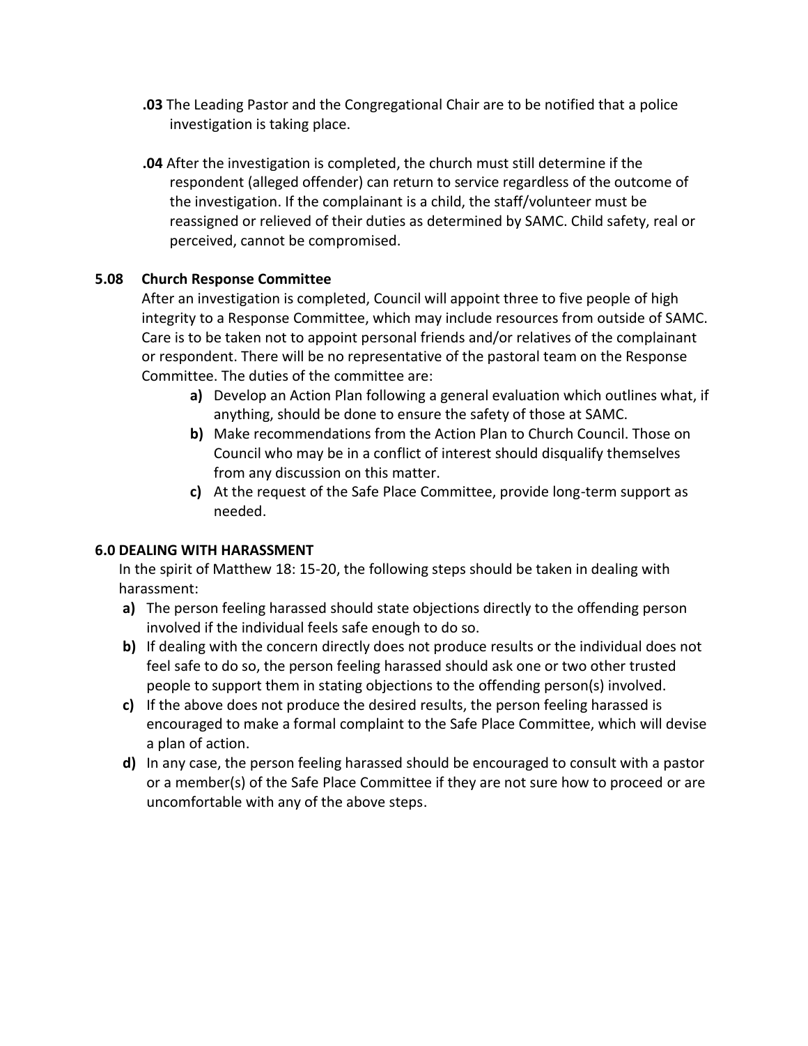**.03** The Leading Pastor and the Congregational Chair are to be notified that a police investigation is taking place.

**.04** After the investigation is completed, the church must still determine if the respondent (alleged offender) can return to service regardless of the outcome of the investigation. If the complainant is a child, the staff/volunteer must be reassigned or relieved of their duties as determined by SAMC. Child safety, real or perceived, cannot be compromised.

### 5.08 Church Response Committee

After an investigation is completed, Council will appoint three to five people of high integrity to a Response Committee, which may include resources from outside of SAMC. Care is to be taken not to appoint personal friends and/or relatives of the complainant or respondent. There will be no representative of the pastoral team on the Response Committee. The duties of the committee are:

- **a)** Develop an Action Plan following a general evaluation which outlines what, if anything, should be done to ensure the safety of those at SAMC.
- **b)** Make recommendations from the Action Plan to Church Council. Those on Council who may be in a conflict of interest should disqualify themselves from any discussion on this matter.
- **c)** At the request of the Safe Place Committee, provide long-term support as needed.

## 6.0 DEALING WITH HARASSMENT

In the spirit of Matthew 18: 15-20, the following steps should be taken in dealing with harassment:

- **a)** The person feeling harassed should state objections directly to the offending person involved if the individual feels safe enough to do so.
- **b)** If dealing with the concern directly does not produce results or the individual does not feel safe to do so, the person feeling harassed should ask one or two other trusted people to support them in stating objections to the offending person(s) involved.
- **c)** If the above does not produce the desired results, the person feeling harassed is encouraged to make a formal complaint to the Safe Place Committee, which will devise a plan of action.
- **d)** In any case, the person feeling harassed should be encouraged to consult with a pastor or a member(s) of the Safe Place Committee if they are not sure how to proceed or are uncomfortable with any of the above steps.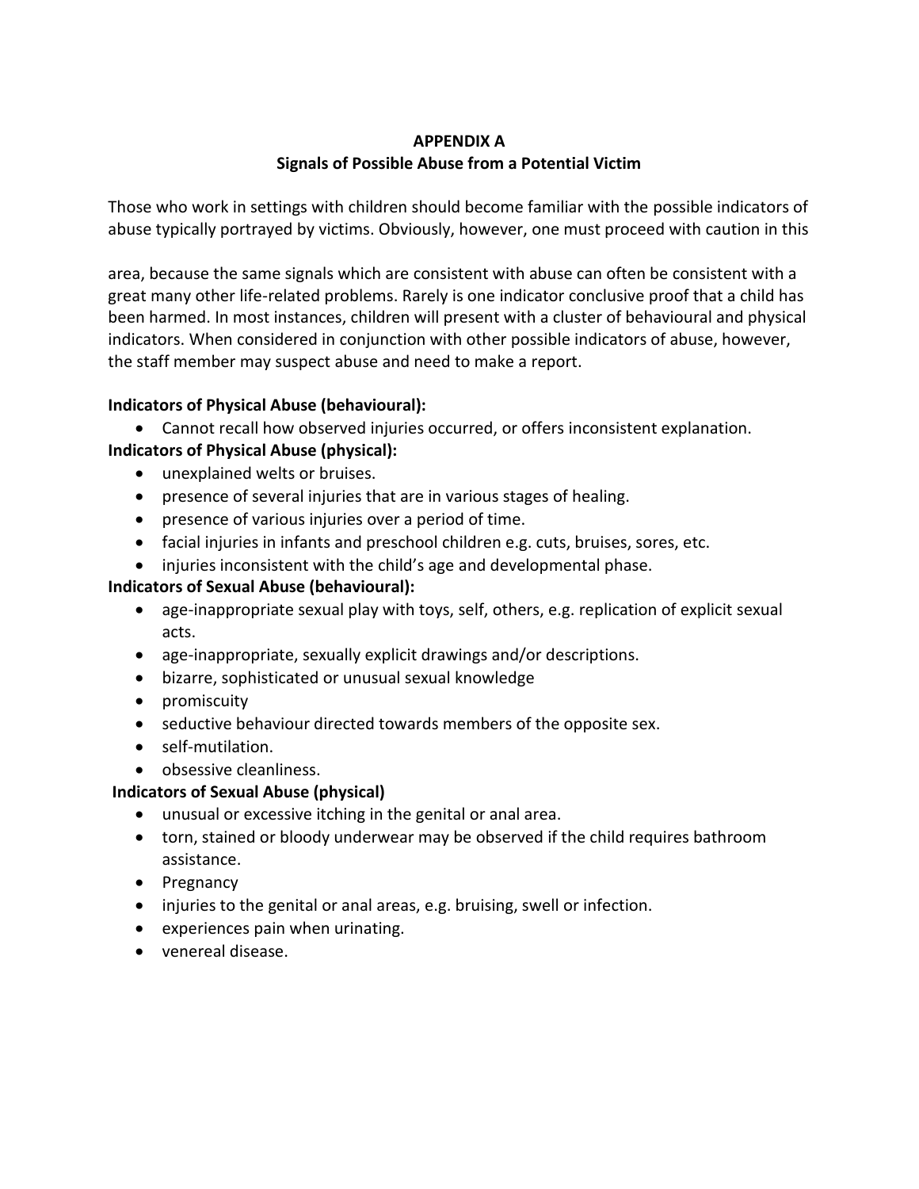**APPENDIX A**
**Signals of Possible Abuse from a Potential Victim**

Those who work in settings with children should become familiar with the possible indicators of abuse typically portrayed by victims. Obviously, however, one must proceed with caution in this

area, because the same signals which are consistent with abuse can often be consistent with a great many other life-related problems. Rarely is one indicator conclusive proof that a child has been harmed. In most instances, children will present with a cluster of behavioural and physical indicators. When considered in conjunction with other possible indicators of abuse, however, the staff member may suspect abuse and need to make a report.

**Indicators of Physical Abuse (behavioural):**

- Cannot recall how observed injuries occurred, or offers inconsistent explanation.

**Indicators of Physical Abuse (physical):**

- unexplained welts or bruises.
- presence of several injuries that are in various stages of healing.
- presence of various injuries over a period of time.
- facial injuries in infants and preschool children e.g. cuts, bruises, sores, etc.
- injuries inconsistent with the child's age and developmental phase.

**Indicators of Sexual Abuse (behavioural):**

- age-inappropriate sexual play with toys, self, others, e.g. replication of explicit sexual acts.
- age-inappropriate, sexually explicit drawings and/or descriptions.
- bizarre, sophisticated or unusual sexual knowledge
- promiscuity
- seductive behaviour directed towards members of the opposite sex.
- self-mutilation.
- obsessive cleanliness.

**Indicators of Sexual Abuse (physical)**

- unusual or excessive itching in the genital or anal area.
- torn, stained or bloody underwear may be observed if the child requires bathroom assistance.
- Pregnancy
- injuries to the genital or anal areas, e.g. bruising, swell or infection.
- experiences pain when urinating.
- venereal disease.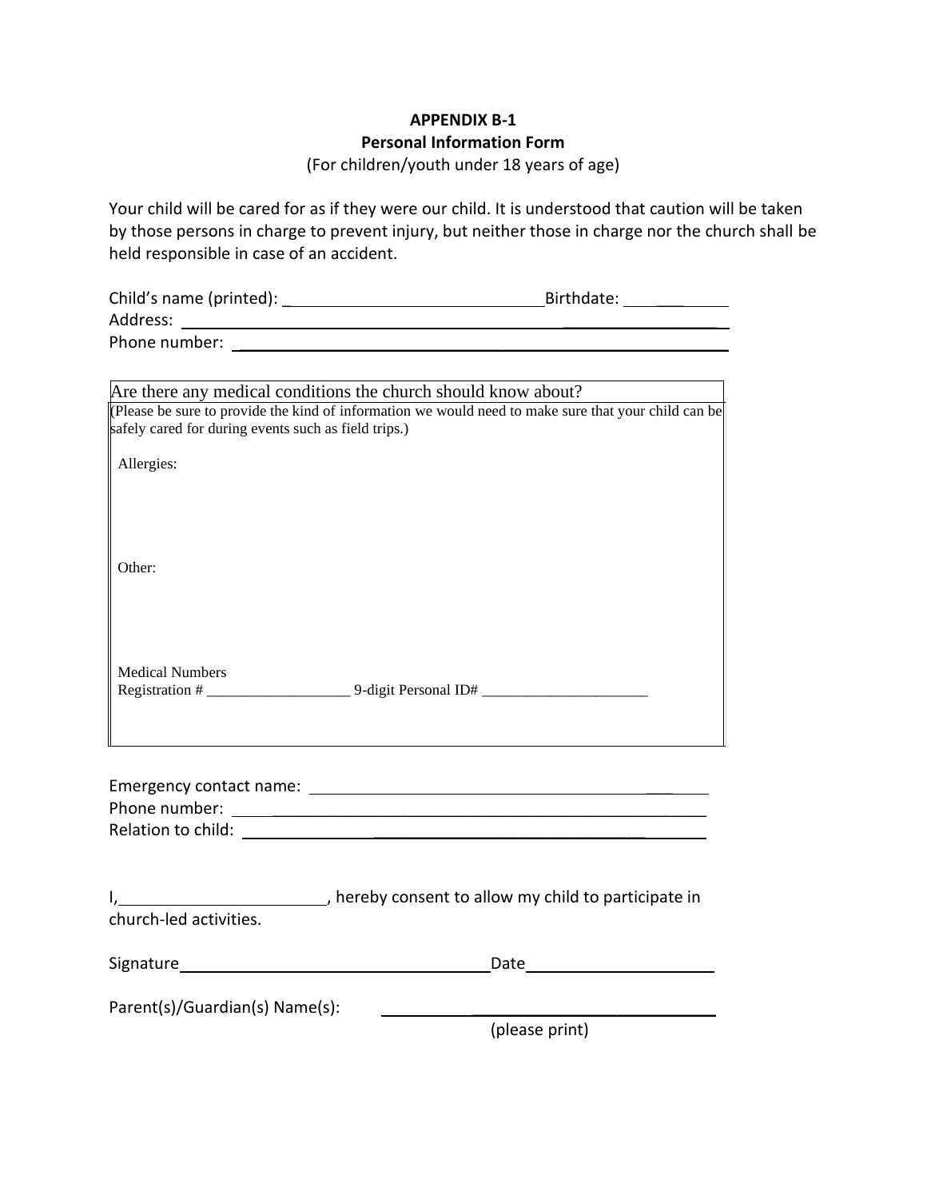**APPENDIX B-1**

**Personal Information Form**

(For children/youth under 18 years of age)

Your child will be cared for as if they were our child. It is understood that caution will be taken by those persons in charge to prevent injury, but neither those in charge nor the church shall be held responsible in case of an accident.

Child's name (printed): ______________________________ Birthdate: ______________

Address: ____________________________________________________________

Phone number: ________________________________________________________

| Are there any medical conditions the church should know about? |
|---|
| (Please be sure to provide the kind of information we would need to make sure that your child can be safely cared for during events such as field trips.)<br><br>Allergies:<br><br><br><br>Other:<br><br><br><br>Medical Numbers<br>Registration # ___________________ 9-digit Personal ID# ______________________ |

Emergency contact name: __________________________________________

Phone number: ___________________________________________________

Relation to child: _________________________________________________

I, ________________________, hereby consent to allow my child to participate in church-led activities.

Signature____________________________________ Date_____________________

Parent(s)/Guardian(s) Name(s): ______________________________

(please print)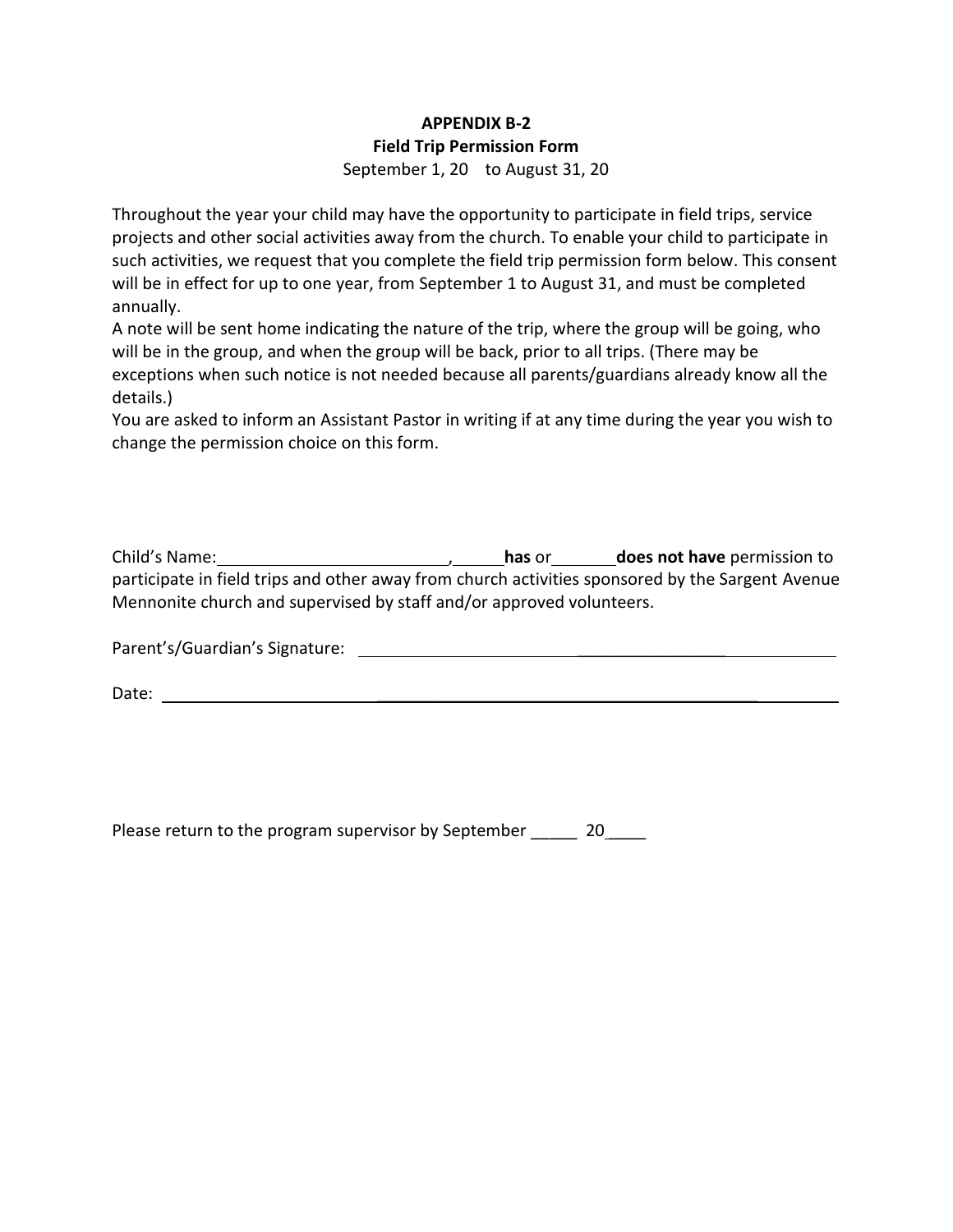**APPENDIX B-2**

**Field Trip Permission Form**

September 1, 20    to August 31, 20

Throughout the year your child may have the opportunity to participate in field trips, service projects and other social activities away from the church. To enable your child to participate in such activities, we request that you complete the field trip permission form below. This consent will be in effect for up to one year, from September 1 to August 31, and must be completed annually.

A note will be sent home indicating the nature of the trip, where the group will be going, who will be in the group, and when the group will be back, prior to all trips. (There may be exceptions when such notice is not needed because all parents/guardians already know all the details.)

You are asked to inform an Assistant Pastor in writing if at any time during the year you wish to change the permission choice on this form.

Child's Name:_________________________, _____ **has** or _______ **does not have** permission to participate in field trips and other away from church activities sponsored by the Sargent Avenue Mennonite church and supervised by staff and/or approved volunteers.

Parent's/Guardian's Signature: ______________________________________________

Date: ______________________________________________________________

Please return to the program supervisor by September _____ 20_____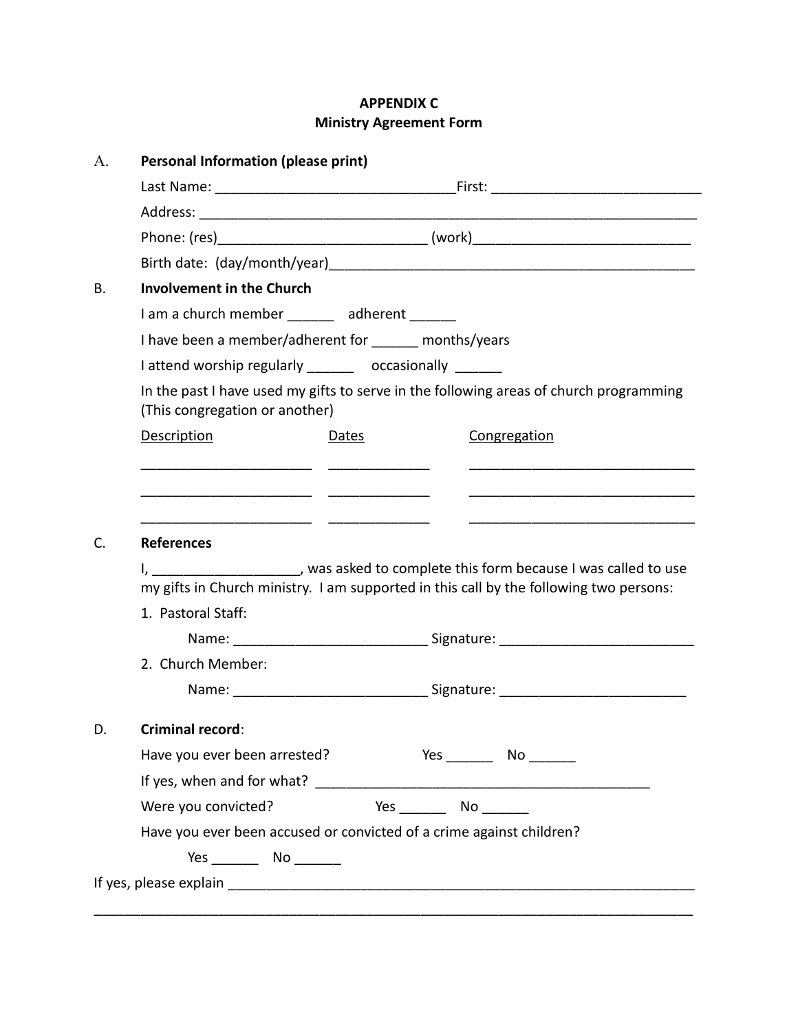**APPENDIX C**
**Ministry Agreement Form**

A. **Personal Information (please print)**

Last Name: _______________________________First: ___________________________

Address: _________________________________________________________________

Phone: (res)__________________________ (work)____________________________

Birth date: (day/month/year)_______________________________________________

B. **Involvement in the Church**

I am a church member ______ adherent ______

I have been a member/adherent for ______ months/years

I attend worship regularly ______ occasionally ______

In the past I have used my gifts to serve in the following areas of church programming (This congregation or another)

| Description | Dates | Congregation |
|---|---|---|
| ______________________ | _____________ | ______________________________ |
| ______________________ | _____________ | ______________________________ |
| ______________________ | _____________ | ______________________________ |

C. **References**

I, ___________________, was asked to complete this form because I was called to use my gifts in Church ministry. I am supported in this call by the following two persons:

1. Pastoral Staff:

Name: _________________________ Signature: _________________________

2. Church Member:

Name: _________________________ Signature: ________________________

D. **Criminal record**:

Have you ever been arrested? Yes ______ No ______

If yes, when and for what? ___________________________________________

Were you convicted? Yes ______ No ______

Have you ever been accused or convicted of a crime against children?

Yes ______ No ______

If yes, please explain ___________________________________________________________

_______________________________________________________________________________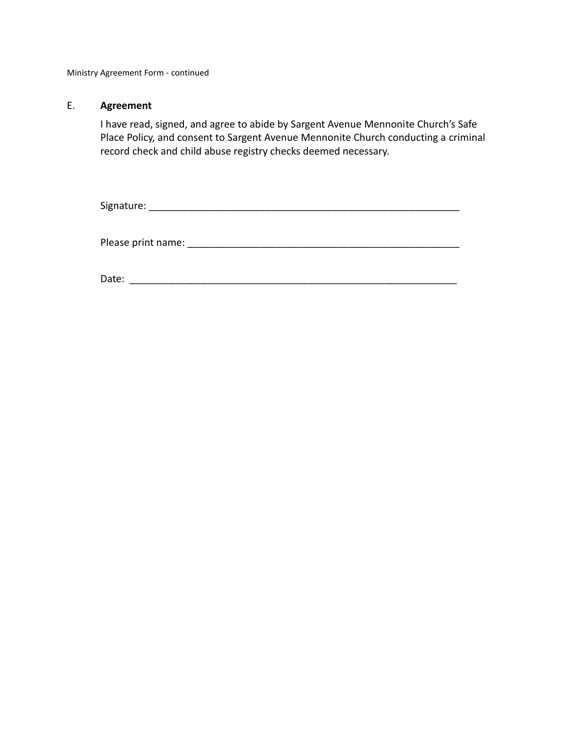Ministry Agreement Form - continued

E. **Agreement**

I have read, signed, and agree to abide by Sargent Avenue Mennonite Church's Safe Place Policy, and consent to Sargent Avenue Mennonite Church conducting a criminal record check and child abuse registry checks deemed necessary.

Signature: ___________________________________________________________

Please print name: ____________________________________________________

Date: ______________________________________________________________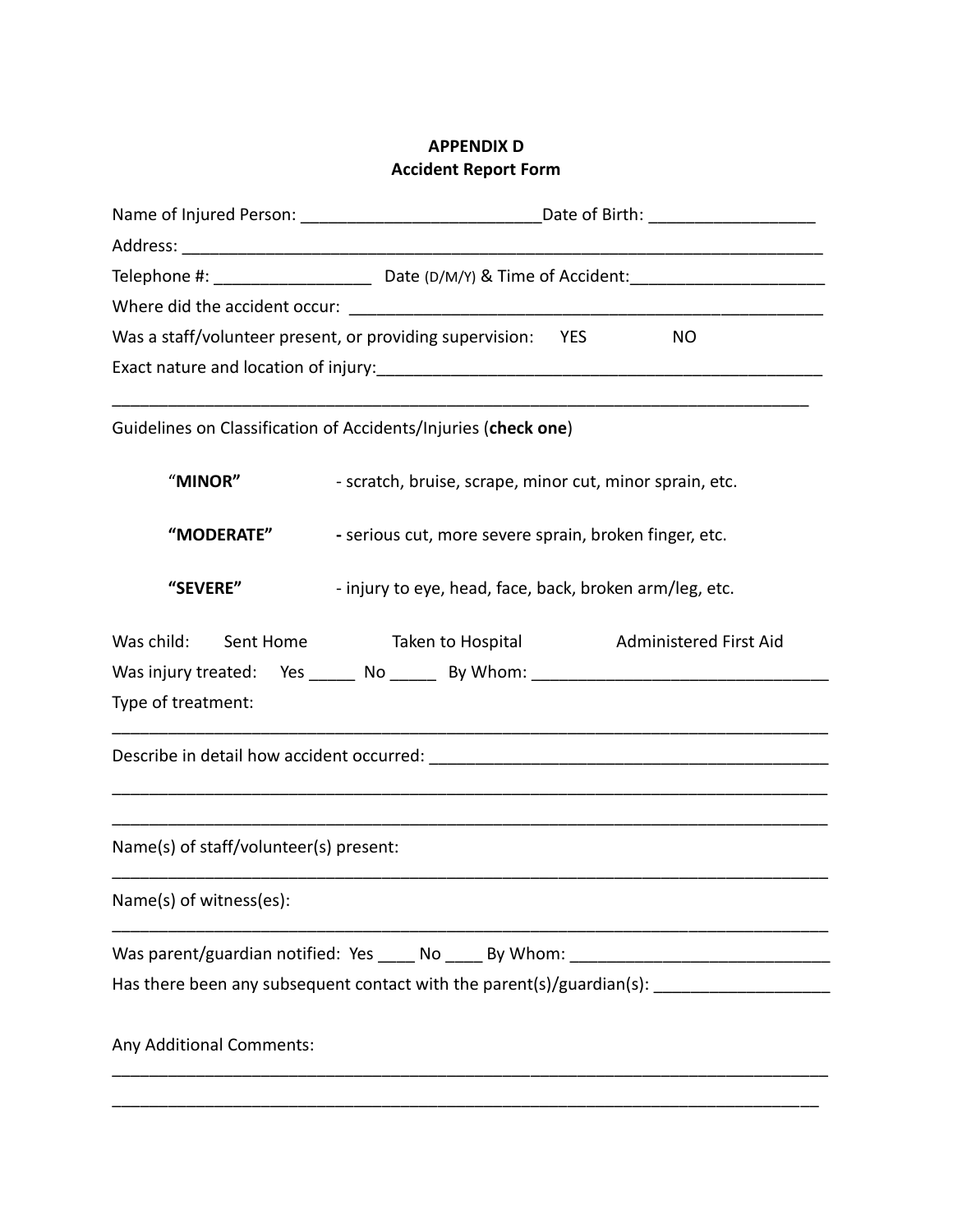# APPENDIX D
## Accident Report Form

Name of Injured Person: ___________________________Date of Birth: __________________

Address: ________________________________________________________________________

Telephone #: _________________ Date (D/M/Y) & Time of Accident:_____________________

Where did the accident occur: _____________________________________________________

Was a staff/volunteer present, or providing supervision: YES NO

Exact nature and location of injury:_________________________________________________

_______________________________________________________________________________

Guidelines on Classification of Accidents/Injuries (**check one**)

“**MINOR”** - scratch, bruise, scrape, minor cut, minor sprain, etc.

**“MODERATE”** **-** serious cut, more severe sprain, broken finger, etc.

**“SEVERE”** - injury to eye, head, face, back, broken arm/leg, etc.

Was child: Sent Home Taken to Hospital Administered First Aid

Was injury treated: Yes _____ No _____ By Whom: ________________________________

Type of treatment:

_______________________________________________________________________________

Describe in detail how accident occurred: ____________________________________________

_______________________________________________________________________________

_______________________________________________________________________________

Name(s) of staff/volunteer(s) present:

_______________________________________________________________________________

Name(s) of witness(es):

_______________________________________________________________________________

Was parent/guardian notified: Yes ____ No ____ By Whom: ____________________________

Has there been any subsequent contact with the parent(s)/guardian(s): ___________________

Any Additional Comments:

_______________________________________________________________________________

_______________________________________________________________________________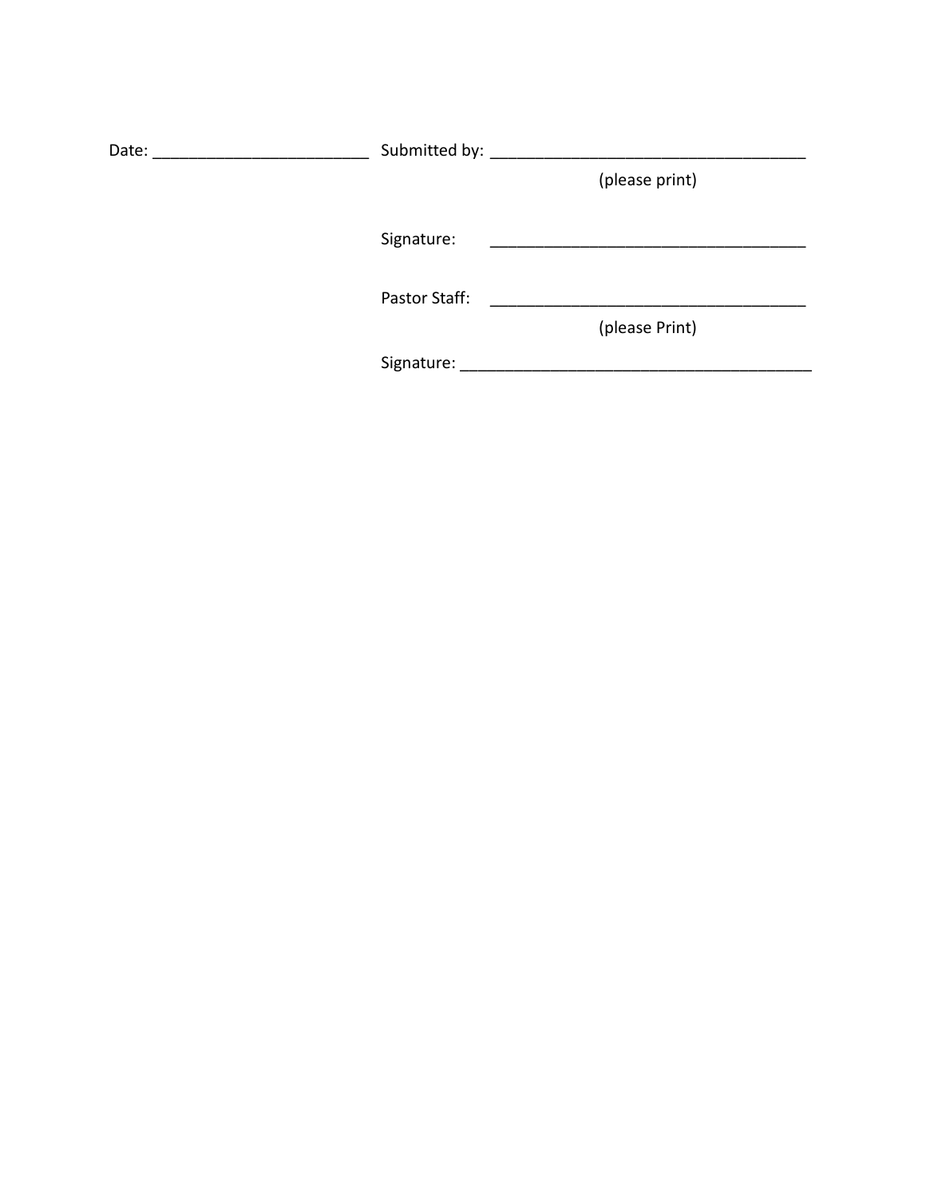Date: ________________________ Submitted by: ___________________________________

(please print)

Signature: ___________________________________

Pastor Staff: ___________________________________

(please Print)

Signature: _______________________________________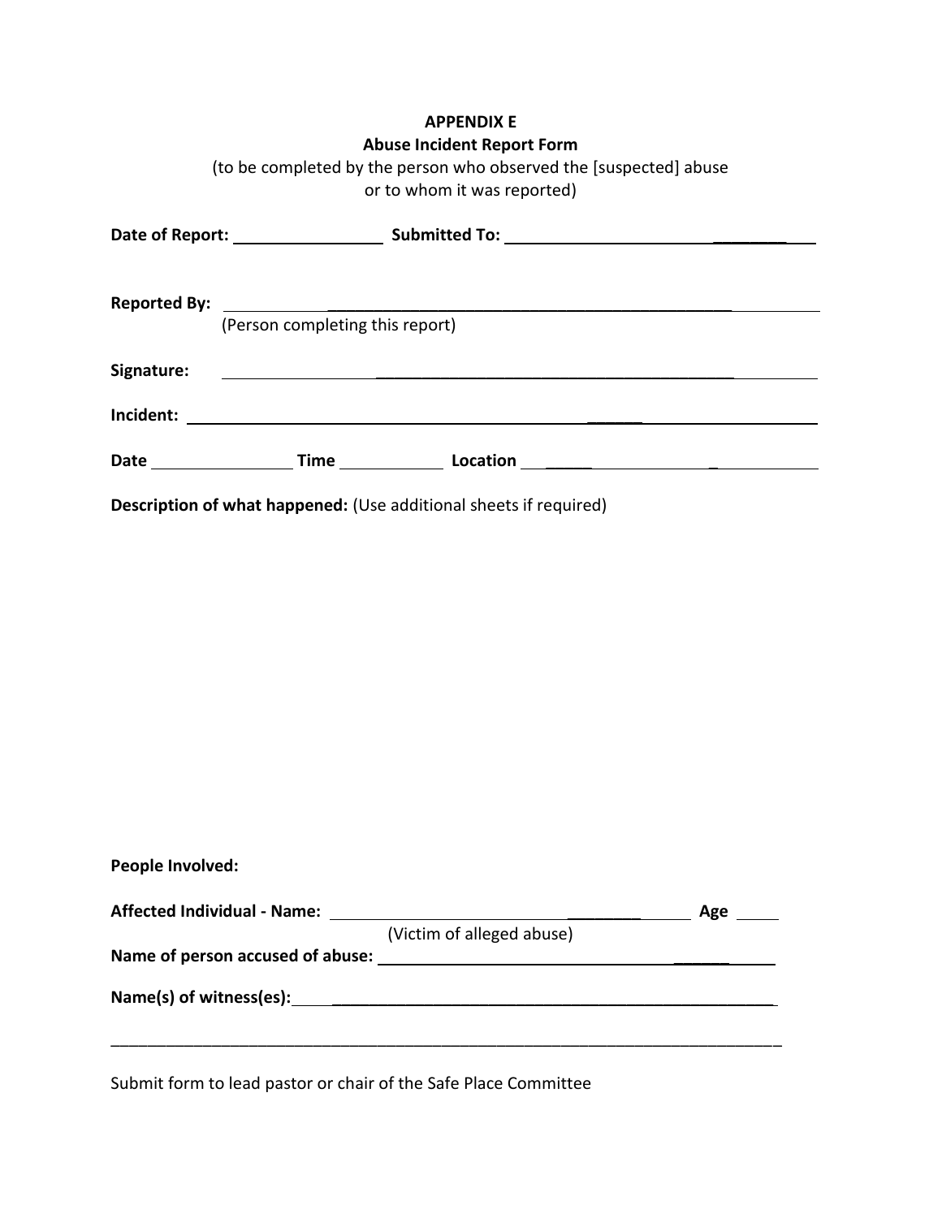**APPENDIX E**

**Abuse Incident Report Form**

(to be completed by the person who observed the [suspected] abuse or to whom it was reported)

**Date of Report:** ________________ **Submitted To:** ______________________________

**Reported By:** ______________________________________________________________
(Person completing this report)

**Signature:** ________________________________________________________________

**Incident:** _________________________________________________________________

**Date** ______________ **Time** ___________ **Location** ____________________________

**Description of what happened:** (Use additional sheets if required)

**People Involved:**

**Affected Individual - Name:** _________________________________ **Age** _____
(Victim of alleged abuse)

**Name of person accused of abuse:** ______________________________________

**Name(s) of witness(es):** _____________________________________________

______________________________________________________________________________

Submit form to lead pastor or chair of the Safe Place Committee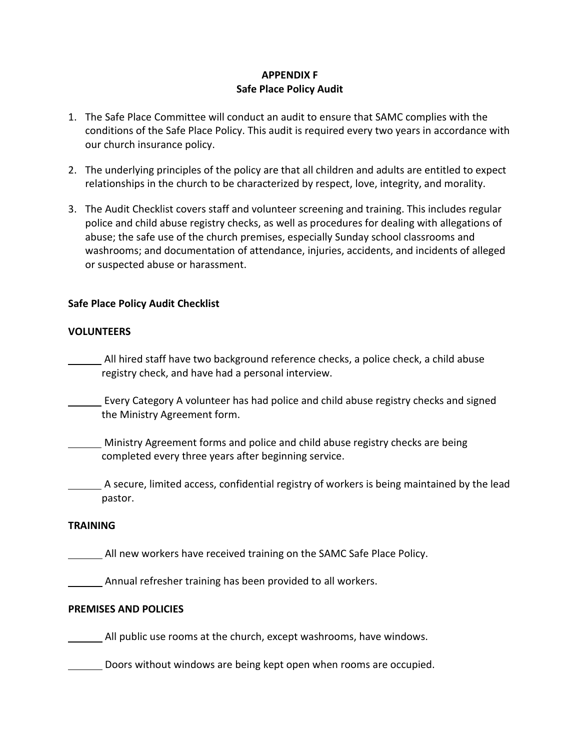**APPENDIX F**
**Safe Place Policy Audit**

1. The Safe Place Committee will conduct an audit to ensure that SAMC complies with the conditions of the Safe Place Policy. This audit is required every two years in accordance with our church insurance policy.

2. The underlying principles of the policy are that all children and adults are entitled to expect relationships in the church to be characterized by respect, love, integrity, and morality.

3. The Audit Checklist covers staff and volunteer screening and training. This includes regular police and child abuse registry checks, as well as procedures for dealing with allegations of abuse; the safe use of the church premises, especially Sunday school classrooms and washrooms; and documentation of attendance, injuries, accidents, and incidents of alleged or suspected abuse or harassment.

**Safe Place Policy Audit Checklist**

**VOLUNTEERS**

\_\_\_\_\_\_ All hired staff have two background reference checks, a police check, a child abuse registry check, and have had a personal interview.

\_\_\_\_\_\_ Every Category A volunteer has had police and child abuse registry checks and signed the Ministry Agreement form.

\_\_\_\_\_\_ Ministry Agreement forms and police and child abuse registry checks are being completed every three years after beginning service.

\_\_\_\_\_\_ A secure, limited access, confidential registry of workers is being maintained by the lead pastor.

**TRAINING**

\_\_\_\_\_\_ All new workers have received training on the SAMC Safe Place Policy.

\_\_\_\_\_\_ Annual refresher training has been provided to all workers.

**PREMISES AND POLICIES**

\_\_\_\_\_\_ All public use rooms at the church, except washrooms, have windows.

\_\_\_\_\_\_ Doors without windows are being kept open when rooms are occupied.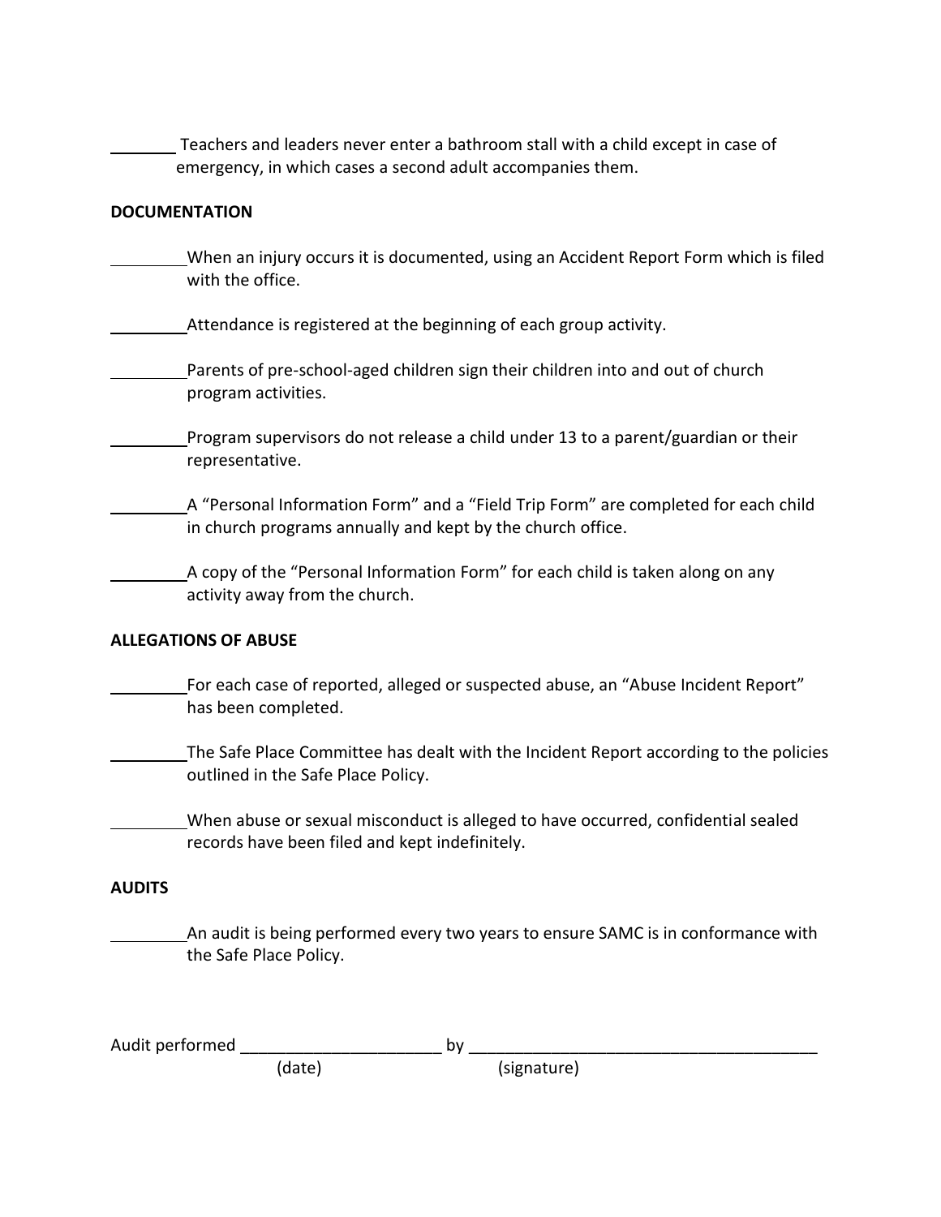_______ Teachers and leaders never enter a bathroom stall with a child except in case of emergency, in which cases a second adult accompanies them.

**DOCUMENTATION**

_________When an injury occurs it is documented, using an Accident Report Form which is filed with the office.

_________Attendance is registered at the beginning of each group activity.

_________Parents of pre-school-aged children sign their children into and out of church program activities.

_________Program supervisors do not release a child under 13 to a parent/guardian or their representative.

_________A "Personal Information Form" and a "Field Trip Form" are completed for each child in church programs annually and kept by the church office.

_________A copy of the "Personal Information Form" for each child is taken along on any activity away from the church.

**ALLEGATIONS OF ABUSE**

_________For each case of reported, alleged or suspected abuse, an "Abuse Incident Report" has been completed.

_________The Safe Place Committee has dealt with the Incident Report according to the policies outlined in the Safe Place Policy.

_________When abuse or sexual misconduct is alleged to have occurred, confidential sealed records have been filed and kept indefinitely.

**AUDITS**

_________An audit is being performed every two years to ensure SAMC is in conformance with the Safe Place Policy.

Audit performed ______________________ by ______________________________________
(date) (signature)